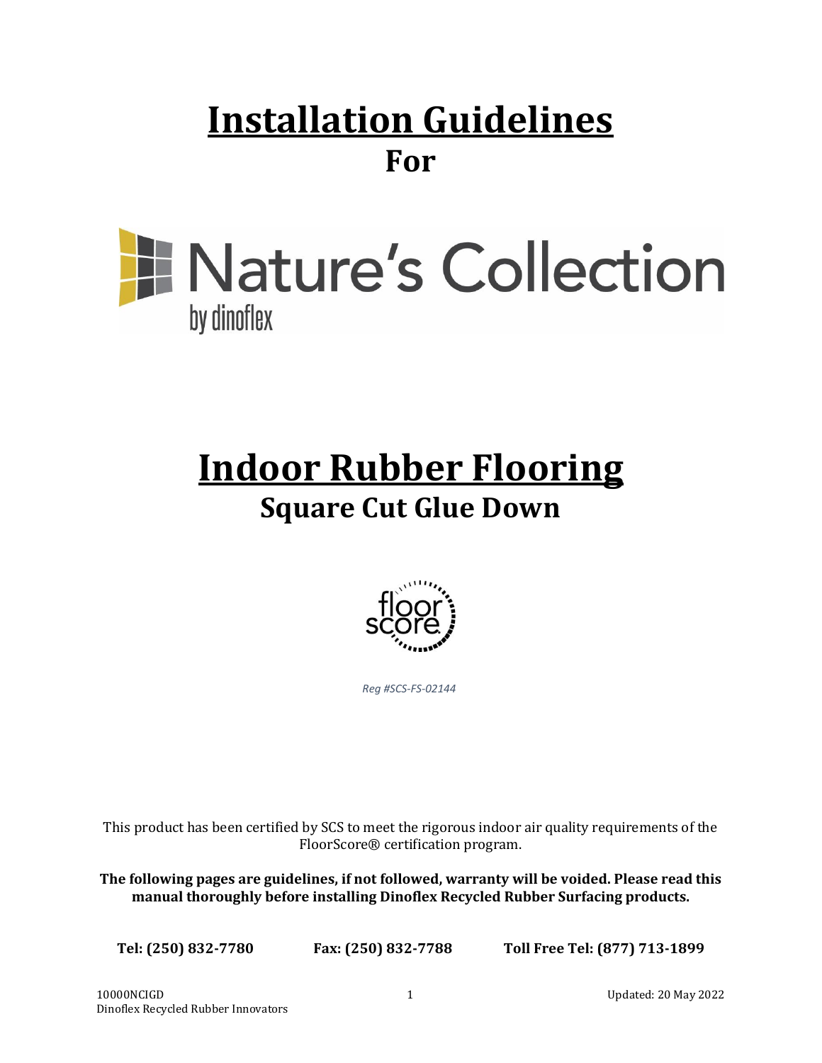# Installation Guidelines

## For

Nature's Collection

by dinoflex

# Indoor Rubber Flooring

## Square Cut Glue Down

*Reg #SCS-FS-02144*

This product has been certified by SCS to meet the rigorous indoor air quality requirements of the FloorScore® certification program.

**The following pages are guidelines, if not followed, warranty will be voided. Please read this manual thoroughly before installing Dinoflex Recycled Rubber Surfacing products.**

**Tel: (250) 832-7780** **Fax: (250) 832-7788** **Toll Free Tel: (877) 713-1899**

10000NCIGD
Dinoflex Recycled Rubber Innovators

Updated: 20 May 2022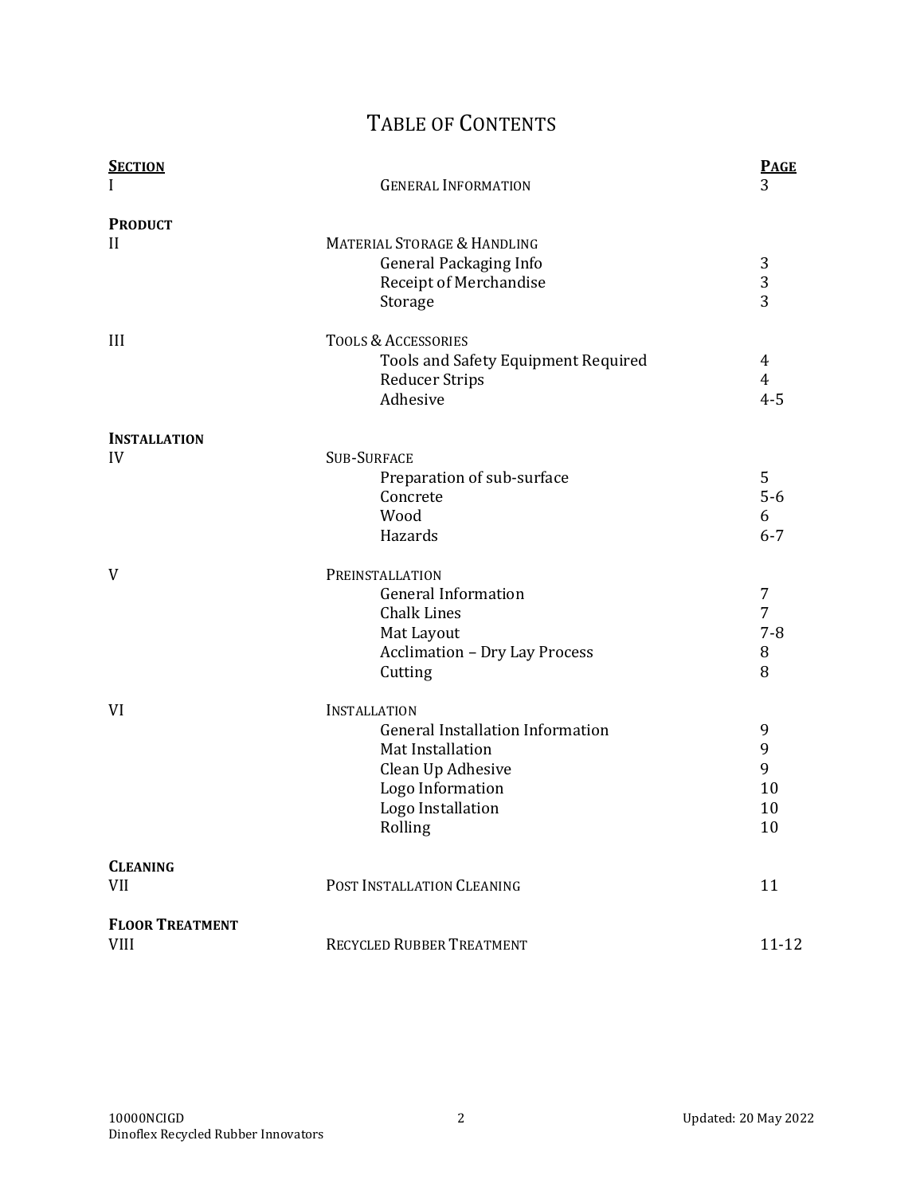# Table of Contents

| **Section** | | **Page** |
|---|---|---|
| I | General Information | 3 |
| **Product** | | |
| II | Material Storage & Handling | |
| | General Packaging Info | 3 |
| | Receipt of Merchandise | 3 |
| | Storage | 3 |
| III | Tools & Accessories | |
| | Tools and Safety Equipment Required | 4 |
| | Reducer Strips | 4 |
| | Adhesive | 4-5 |
| **Installation** | | |
| IV | Sub-Surface | |
| | Preparation of sub-surface | 5 |
| | Concrete | 5-6 |
| | Wood | 6 |
| | Hazards | 6-7 |
| V | Preinstallation | |
| | General Information | 7 |
| | Chalk Lines | 7 |
| | Mat Layout | 7-8 |
| | Acclimation – Dry Lay Process | 8 |
| | Cutting | 8 |
| VI | Installation | |
| | General Installation Information | 9 |
| | Mat Installation | 9 |
| | Clean Up Adhesive | 9 |
| | Logo Information | 10 |
| | Logo Installation | 10 |
| | Rolling | 10 |
| **Cleaning** | | |
| VII | Post Installation Cleaning | 11 |
| **Floor Treatment** | | |
| VIII | Recycled Rubber Treatment | 11-12 |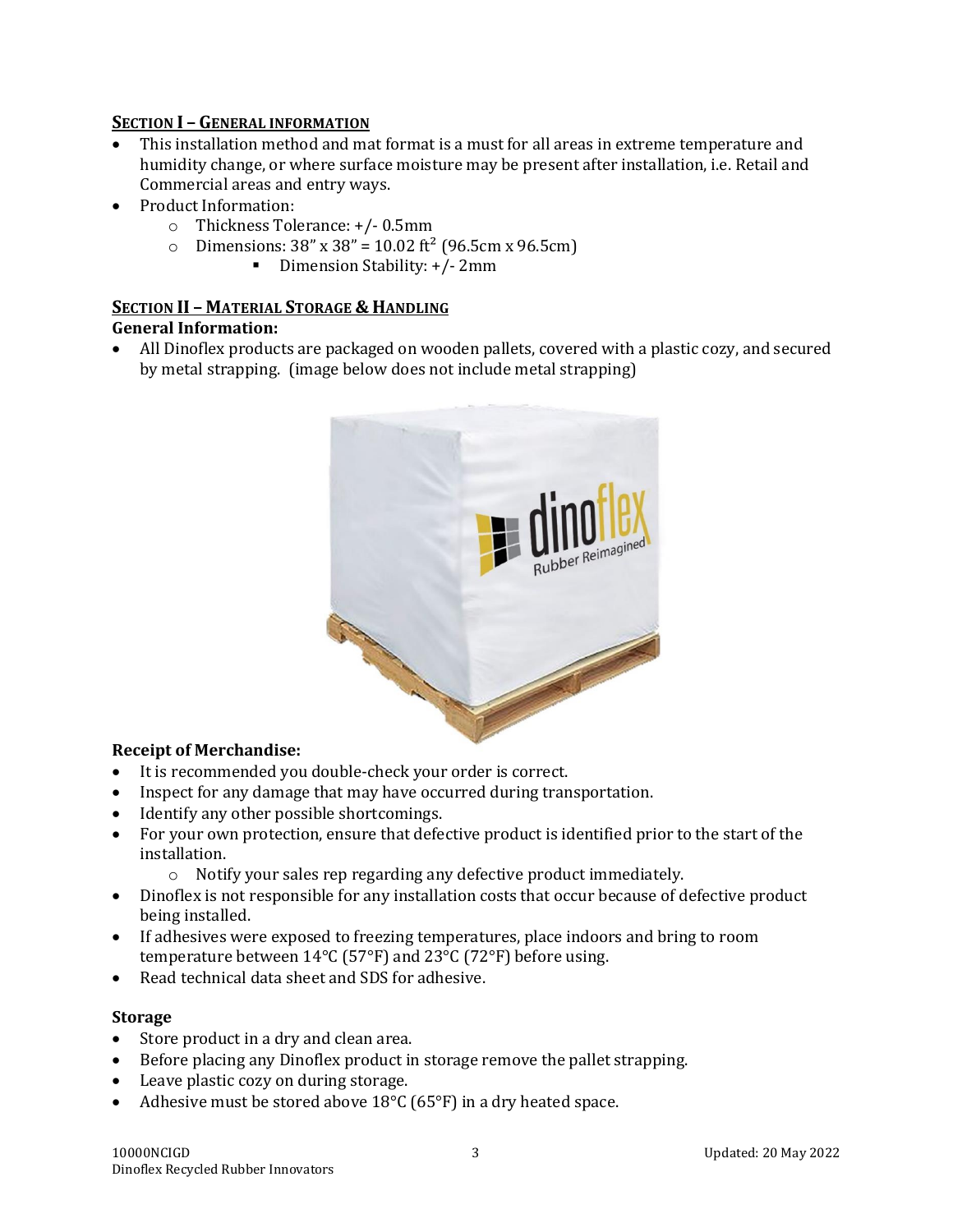## SECTION I – GENERAL INFORMATION

- This installation method and mat format is a must for all areas in extreme temperature and humidity change, or where surface moisture may be present after installation, i.e. Retail and Commercial areas and entry ways.
- Product Information:
    - Thickness Tolerance: +/- 0.5mm
    - Dimensions: 38" x 38" = 10.02 ft² (96.5cm x 96.5cm)
        - Dimension Stability: +/- 2mm

## SECTION II – MATERIAL STORAGE & HANDLING

**General Information:**

- All Dinoflex products are packaged on wooden pallets, covered with a plastic cozy, and secured by metal strapping. (image below does not include metal strapping)

**Receipt of Merchandise:**

- It is recommended you double-check your order is correct.
- Inspect for any damage that may have occurred during transportation.
- Identify any other possible shortcomings.
- For your own protection, ensure that defective product is identified prior to the start of the installation.
    - Notify your sales rep regarding any defective product immediately.
- Dinoflex is not responsible for any installation costs that occur because of defective product being installed.
- If adhesives were exposed to freezing temperatures, place indoors and bring to room temperature between 14°C (57°F) and 23°C (72°F) before using.
- Read technical data sheet and SDS for adhesive.

**Storage**

- Store product in a dry and clean area.
- Before placing any Dinoflex product in storage remove the pallet strapping.
- Leave plastic cozy on during storage.
- Adhesive must be stored above 18°C (65°F) in a dry heated space.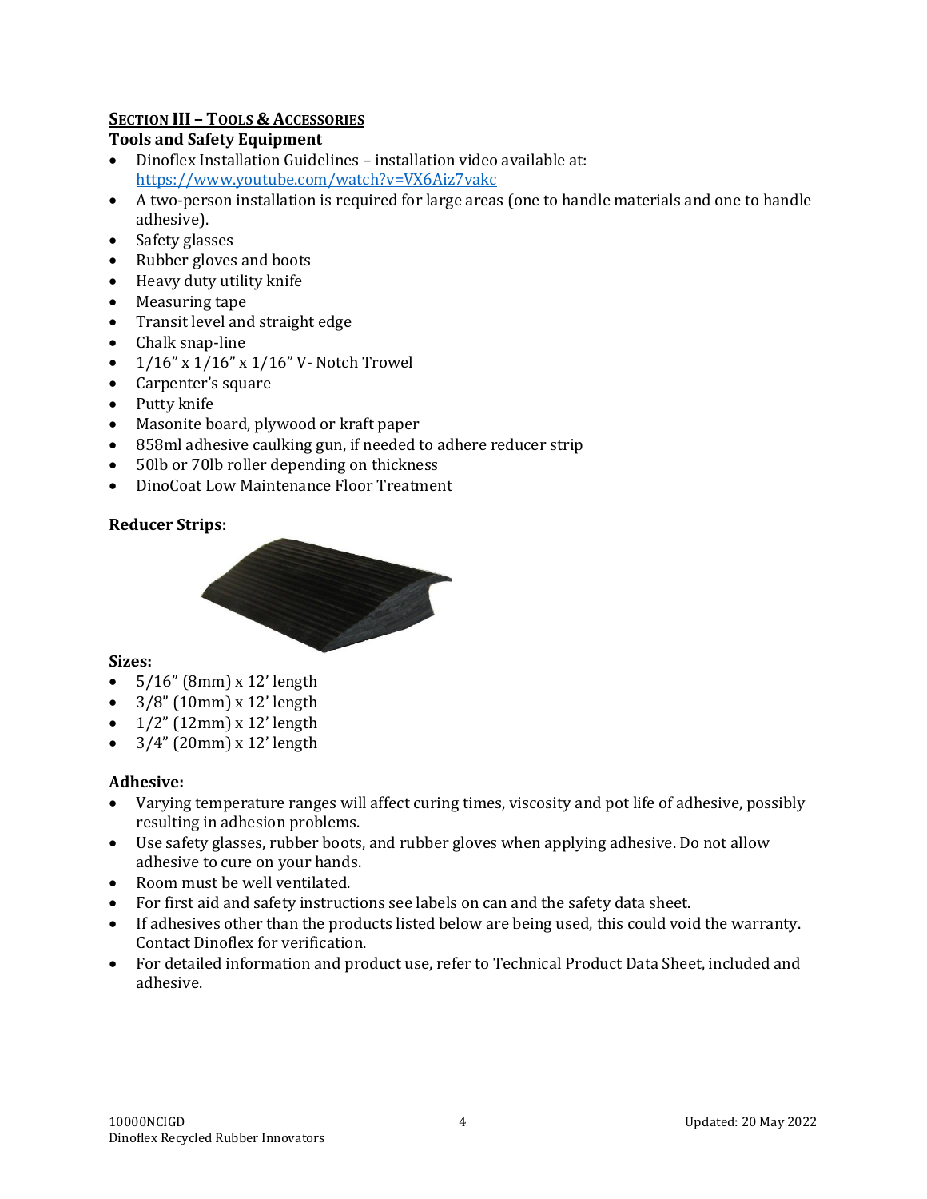## SECTION III – TOOLS & ACCESSORIES

### Tools and Safety Equipment

- Dinoflex Installation Guidelines – installation video available at: https://www.youtube.com/watch?v=VX6Aiz7vakc
- A two-person installation is required for large areas (one to handle materials and one to handle adhesive).
- Safety glasses
- Rubber gloves and boots
- Heavy duty utility knife
- Measuring tape
- Transit level and straight edge
- Chalk snap-line
- 1/16" x 1/16" x 1/16" V- Notch Trowel
- Carpenter's square
- Putty knife
- Masonite board, plywood or kraft paper
- 858ml adhesive caulking gun, if needed to adhere reducer strip
- 50lb or 70lb roller depending on thickness
- DinoCoat Low Maintenance Floor Treatment

### Reducer Strips:

**Sizes:**

- 5/16" (8mm) x 12' length
- 3/8" (10mm) x 12' length
- 1/2" (12mm) x 12' length
- 3/4" (20mm) x 12' length

### Adhesive:

- Varying temperature ranges will affect curing times, viscosity and pot life of adhesive, possibly resulting in adhesion problems.
- Use safety glasses, rubber boots, and rubber gloves when applying adhesive. Do not allow adhesive to cure on your hands.
- Room must be well ventilated.
- For first aid and safety instructions see labels on can and the safety data sheet.
- If adhesives other than the products listed below are being used, this could void the warranty. Contact Dinoflex for verification.
- For detailed information and product use, refer to Technical Product Data Sheet, included and adhesive.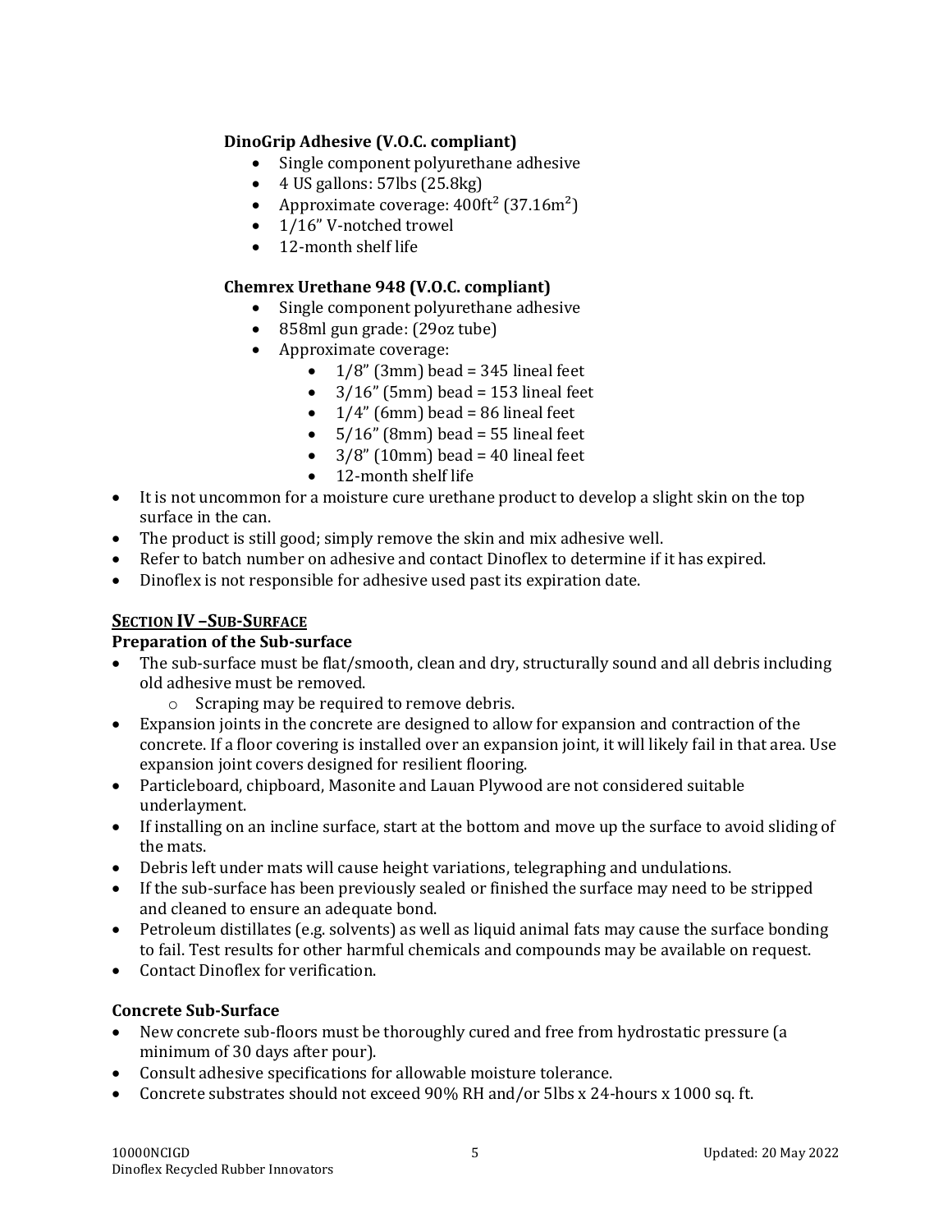**DinoGrip Adhesive (V.O.C. compliant)**

- Single component polyurethane adhesive
- 4 US gallons: 57lbs (25.8kg)
- Approximate coverage: 400ft² (37.16m²)
- 1/16" V-notched trowel
- 12-month shelf life

**Chemrex Urethane 948 (V.O.C. compliant)**

- Single component polyurethane adhesive
- 858ml gun grade: (29oz tube)
- Approximate coverage:
    - 1/8" (3mm) bead = 345 lineal feet
    - 3/16" (5mm) bead = 153 lineal feet
    - 1/4" (6mm) bead = 86 lineal feet
    - 5/16" (8mm) bead = 55 lineal feet
    - 3/8" (10mm) bead = 40 lineal feet
    - 12-month shelf life

- It is not uncommon for a moisture cure urethane product to develop a slight skin on the top surface in the can.
- The product is still good; simply remove the skin and mix adhesive well.
- Refer to batch number on adhesive and contact Dinoflex to determine if it has expired.
- Dinoflex is not responsible for adhesive used past its expiration date.

## SECTION IV – SUB-SURFACE

### Preparation of the Sub-surface

- The sub-surface must be flat/smooth, clean and dry, structurally sound and all debris including old adhesive must be removed.
    - Scraping may be required to remove debris.
- Expansion joints in the concrete are designed to allow for expansion and contraction of the concrete. If a floor covering is installed over an expansion joint, it will likely fail in that area. Use expansion joint covers designed for resilient flooring.
- Particleboard, chipboard, Masonite and Lauan Plywood are not considered suitable underlayment.
- If installing on an incline surface, start at the bottom and move up the surface to avoid sliding of the mats.
- Debris left under mats will cause height variations, telegraphing and undulations.
- If the sub-surface has been previously sealed or finished the surface may need to be stripped and cleaned to ensure an adequate bond.
- Petroleum distillates (e.g. solvents) as well as liquid animal fats may cause the surface bonding to fail. Test results for other harmful chemicals and compounds may be available on request.
- Contact Dinoflex for verification.

### Concrete Sub-Surface

- New concrete sub-floors must be thoroughly cured and free from hydrostatic pressure (a minimum of 30 days after pour).
- Consult adhesive specifications for allowable moisture tolerance.
- Concrete substrates should not exceed 90% RH and/or 5lbs x 24-hours x 1000 sq. ft.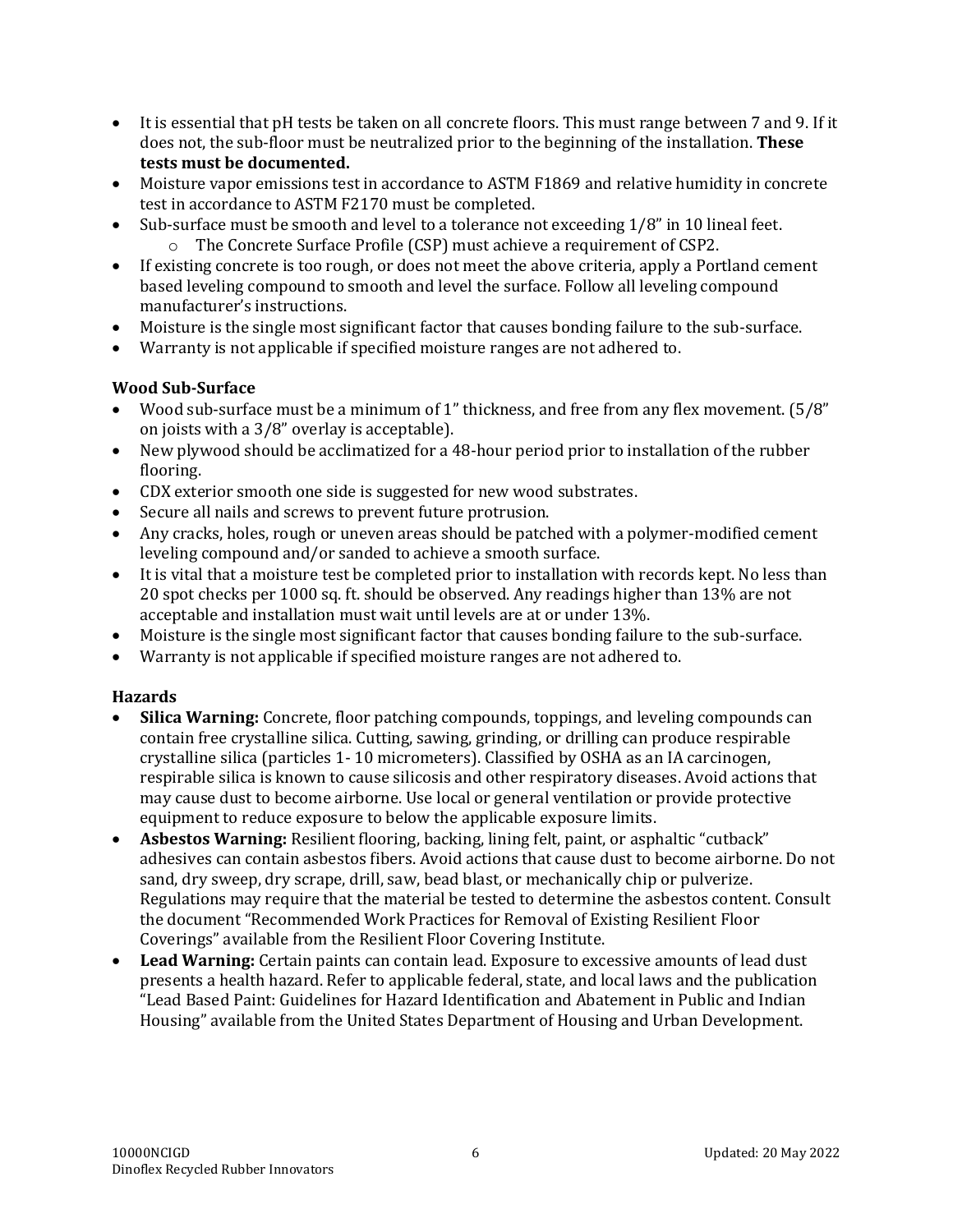- It is essential that pH tests be taken on all concrete floors. This must range between 7 and 9. If it does not, the sub-floor must be neutralized prior to the beginning of the installation. **These tests must be documented.**
- Moisture vapor emissions test in accordance to ASTM F1869 and relative humidity in concrete test in accordance to ASTM F2170 must be completed.
- Sub-surface must be smooth and level to a tolerance not exceeding 1/8" in 10 lineal feet.
  - The Concrete Surface Profile (CSP) must achieve a requirement of CSP2.
- If existing concrete is too rough, or does not meet the above criteria, apply a Portland cement based leveling compound to smooth and level the surface. Follow all leveling compound manufacturer's instructions.
- Moisture is the single most significant factor that causes bonding failure to the sub-surface.
- Warranty is not applicable if specified moisture ranges are not adhered to.

**Wood Sub-Surface**

- Wood sub-surface must be a minimum of 1" thickness, and free from any flex movement. (5/8" on joists with a 3/8" overlay is acceptable).
- New plywood should be acclimatized for a 48-hour period prior to installation of the rubber flooring.
- CDX exterior smooth one side is suggested for new wood substrates.
- Secure all nails and screws to prevent future protrusion.
- Any cracks, holes, rough or uneven areas should be patched with a polymer-modified cement leveling compound and/or sanded to achieve a smooth surface.
- It is vital that a moisture test be completed prior to installation with records kept. No less than 20 spot checks per 1000 sq. ft. should be observed. Any readings higher than 13% are not acceptable and installation must wait until levels are at or under 13%.
- Moisture is the single most significant factor that causes bonding failure to the sub-surface.
- Warranty is not applicable if specified moisture ranges are not adhered to.

**Hazards**

- **Silica Warning:** Concrete, floor patching compounds, toppings, and leveling compounds can contain free crystalline silica. Cutting, sawing, grinding, or drilling can produce respirable crystalline silica (particles 1- 10 micrometers). Classified by OSHA as an IA carcinogen, respirable silica is known to cause silicosis and other respiratory diseases. Avoid actions that may cause dust to become airborne. Use local or general ventilation or provide protective equipment to reduce exposure to below the applicable exposure limits.
- **Asbestos Warning:** Resilient flooring, backing, lining felt, paint, or asphaltic "cutback" adhesives can contain asbestos fibers. Avoid actions that cause dust to become airborne. Do not sand, dry sweep, dry scrape, drill, saw, bead blast, or mechanically chip or pulverize. Regulations may require that the material be tested to determine the asbestos content. Consult the document "Recommended Work Practices for Removal of Existing Resilient Floor Coverings" available from the Resilient Floor Covering Institute.
- **Lead Warning:** Certain paints can contain lead. Exposure to excessive amounts of lead dust presents a health hazard. Refer to applicable federal, state, and local laws and the publication "Lead Based Paint: Guidelines for Hazard Identification and Abatement in Public and Indian Housing" available from the United States Department of Housing and Urban Development.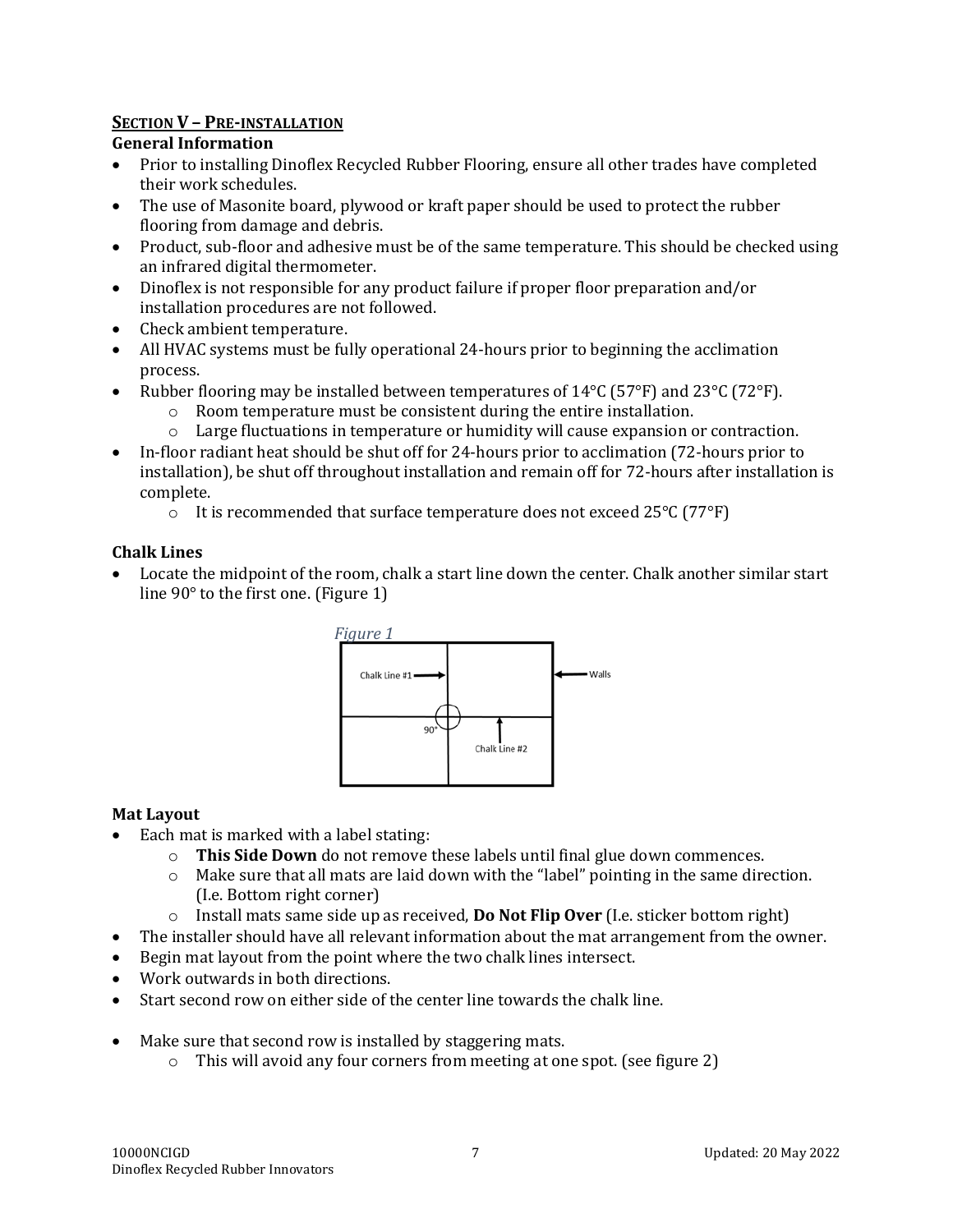## SECTION V – PRE-INSTALLATION

### General Information

- Prior to installing Dinoflex Recycled Rubber Flooring, ensure all other trades have completed their work schedules.
- The use of Masonite board, plywood or kraft paper should be used to protect the rubber flooring from damage and debris.
- Product, sub-floor and adhesive must be of the same temperature. This should be checked using an infrared digital thermometer.
- Dinoflex is not responsible for any product failure if proper floor preparation and/or installation procedures are not followed.
- Check ambient temperature.
- All HVAC systems must be fully operational 24-hours prior to beginning the acclimation process.
- Rubber flooring may be installed between temperatures of 14°C (57°F) and 23°C (72°F).
  - Room temperature must be consistent during the entire installation.
  - Large fluctuations in temperature or humidity will cause expansion or contraction.
- In-floor radiant heat should be shut off for 24-hours prior to acclimation (72-hours prior to installation), be shut off throughout installation and remain off for 72-hours after installation is complete.
  - It is recommended that surface temperature does not exceed 25°C (77°F)

### Chalk Lines

- Locate the midpoint of the room, chalk a start line down the center. Chalk another similar start line 90° to the first one. (Figure 1)

*Figure 1*

Chalk Line #1 — Walls — 90° — Chalk Line #2

### Mat Layout

- Each mat is marked with a label stating:
  - **This Side Down** do not remove these labels until final glue down commences.
  - Make sure that all mats are laid down with the "label" pointing in the same direction. (I.e. Bottom right corner)
  - Install mats same side up as received, **Do Not Flip Over** (I.e. sticker bottom right)
- The installer should have all relevant information about the mat arrangement from the owner.
- Begin mat layout from the point where the two chalk lines intersect.
- Work outwards in both directions.
- Start second row on either side of the center line towards the chalk line.
- Make sure that second row is installed by staggering mats.
  - This will avoid any four corners from meeting at one spot. (see figure 2)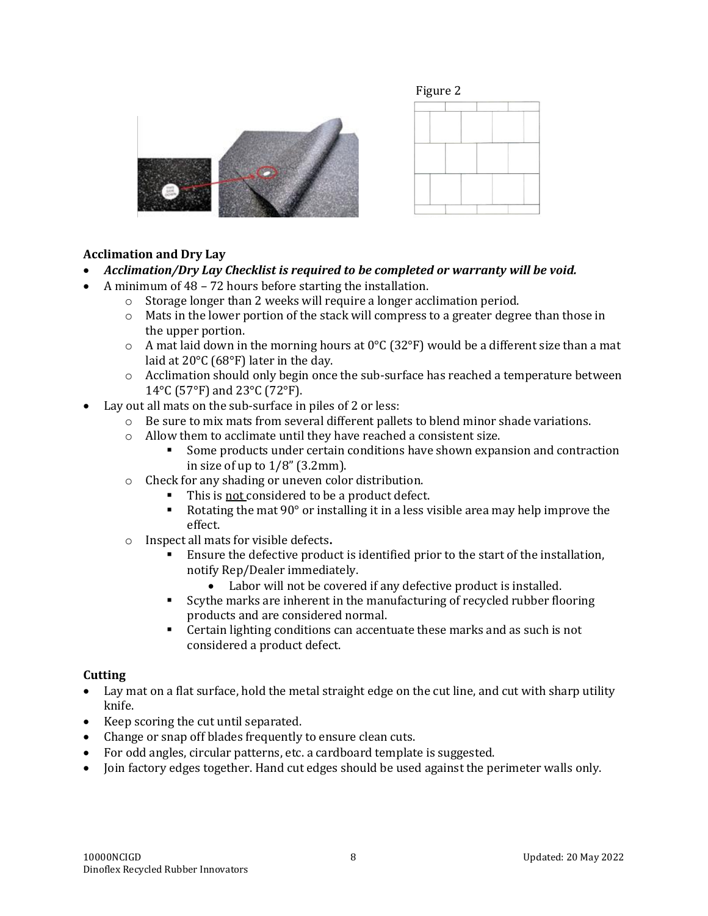Figure 2

**Acclimation and Dry Lay**

- ***Acclimation/Dry Lay Checklist is required to be completed or warranty will be void.***
- A minimum of 48 – 72 hours before starting the installation.
    - Storage longer than 2 weeks will require a longer acclimation period.
    - Mats in the lower portion of the stack will compress to a greater degree than those in the upper portion.
    - A mat laid down in the morning hours at 0°C (32°F) would be a different size than a mat laid at 20°C (68°F) later in the day.
    - Acclimation should only begin once the sub-surface has reached a temperature between 14°C (57°F) and 23°C (72°F).
- Lay out all mats on the sub-surface in piles of 2 or less:
    - Be sure to mix mats from several different pallets to blend minor shade variations.
    - Allow them to acclimate until they have reached a consistent size.
        - Some products under certain conditions have shown expansion and contraction in size of up to 1/8" (3.2mm).
    - Check for any shading or uneven color distribution.
        - This is <u>not</u> considered to be a product defect.
        - Rotating the mat 90° or installing it in a less visible area may help improve the effect.
    - Inspect all mats for visible defects**.**
        - Ensure the defective product is identified prior to the start of the installation, notify Rep/Dealer immediately.
            - Labor will not be covered if any defective product is installed.
        - Scythe marks are inherent in the manufacturing of recycled rubber flooring products and are considered normal.
        - Certain lighting conditions can accentuate these marks and as such is not considered a product defect.

**Cutting**

- Lay mat on a flat surface, hold the metal straight edge on the cut line, and cut with sharp utility knife.
- Keep scoring the cut until separated.
- Change or snap off blades frequently to ensure clean cuts.
- For odd angles, circular patterns, etc. a cardboard template is suggested.
- Join factory edges together. Hand cut edges should be used against the perimeter walls only.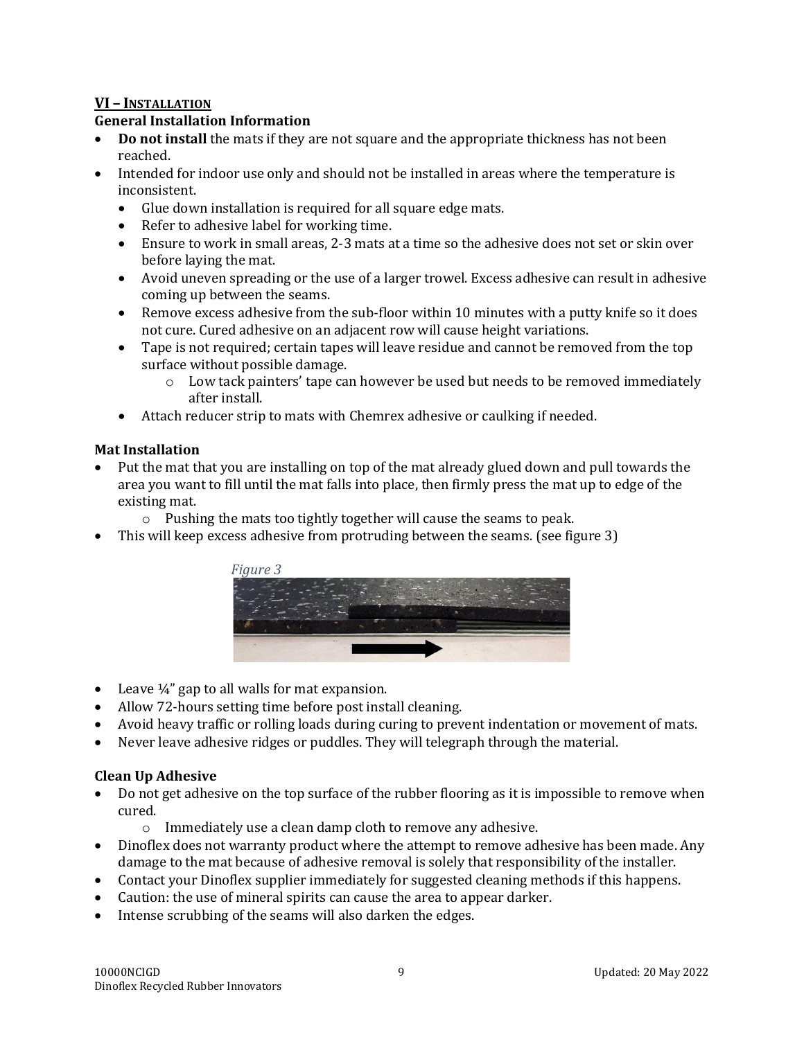## VI – Installation

### General Installation Information

- **Do not install** the mats if they are not square and the appropriate thickness has not been reached.
- Intended for indoor use only and should not be installed in areas where the temperature is inconsistent.
  - Glue down installation is required for all square edge mats.
  - Refer to adhesive label for working time.
  - Ensure to work in small areas, 2-3 mats at a time so the adhesive does not set or skin over before laying the mat.
  - Avoid uneven spreading or the use of a larger trowel. Excess adhesive can result in adhesive coming up between the seams.
  - Remove excess adhesive from the sub-floor within 10 minutes with a putty knife so it does not cure. Cured adhesive on an adjacent row will cause height variations.
  - Tape is not required; certain tapes will leave residue and cannot be removed from the top surface without possible damage.
    - Low tack painters' tape can however be used but needs to be removed immediately after install.
  - Attach reducer strip to mats with Chemrex adhesive or caulking if needed.

### Mat Installation

- Put the mat that you are installing on top of the mat already glued down and pull towards the area you want to fill until the mat falls into place, then firmly press the mat up to edge of the existing mat.
  - Pushing the mats too tightly together will cause the seams to peak.
- This will keep excess adhesive from protruding between the seams. (see figure 3)

*Figure 3*

- Leave ¼" gap to all walls for mat expansion.
- Allow 72-hours setting time before post install cleaning.
- Avoid heavy traffic or rolling loads during curing to prevent indentation or movement of mats.
- Never leave adhesive ridges or puddles. They will telegraph through the material.

### Clean Up Adhesive

- Do not get adhesive on the top surface of the rubber flooring as it is impossible to remove when cured.
  - Immediately use a clean damp cloth to remove any adhesive.
- Dinoflex does not warranty product where the attempt to remove adhesive has been made. Any damage to the mat because of adhesive removal is solely that responsibility of the installer.
- Contact your Dinoflex supplier immediately for suggested cleaning methods if this happens.
- Caution: the use of mineral spirits can cause the area to appear darker.
- Intense scrubbing of the seams will also darken the edges.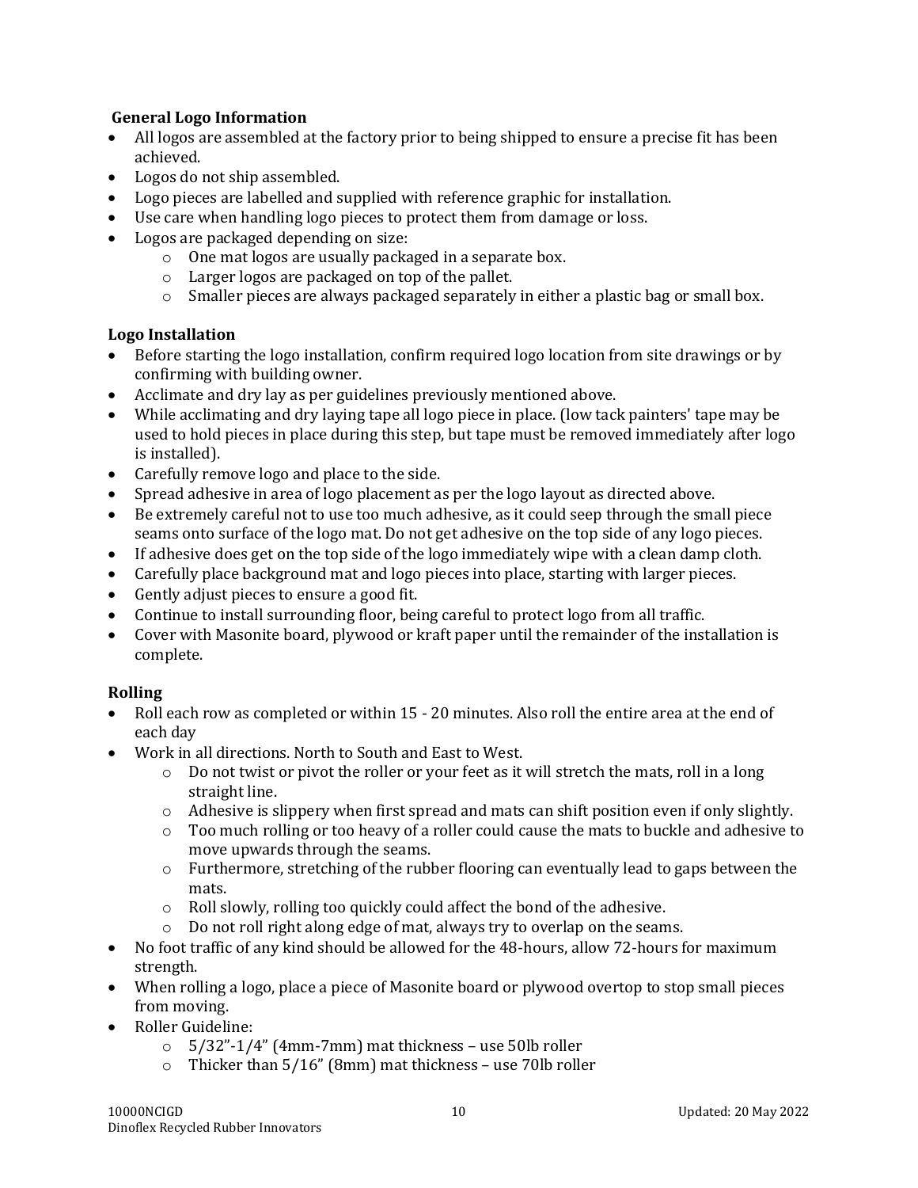### General Logo Information

- All logos are assembled at the factory prior to being shipped to ensure a precise fit has been achieved.
- Logos do not ship assembled.
- Logo pieces are labelled and supplied with reference graphic for installation.
- Use care when handling logo pieces to protect them from damage or loss.
- Logos are packaged depending on size:
  - One mat logos are usually packaged in a separate box.
  - Larger logos are packaged on top of the pallet.
  - Smaller pieces are always packaged separately in either a plastic bag or small box.

### Logo Installation

- Before starting the logo installation, confirm required logo location from site drawings or by confirming with building owner.
- Acclimate and dry lay as per guidelines previously mentioned above.
- While acclimating and dry laying tape all logo piece in place. (low tack painters' tape may be used to hold pieces in place during this step, but tape must be removed immediately after logo is installed).
- Carefully remove logo and place to the side.
- Spread adhesive in area of logo placement as per the logo layout as directed above.
- Be extremely careful not to use too much adhesive, as it could seep through the small piece seams onto surface of the logo mat. Do not get adhesive on the top side of any logo pieces.
- If adhesive does get on the top side of the logo immediately wipe with a clean damp cloth.
- Carefully place background mat and logo pieces into place, starting with larger pieces.
- Gently adjust pieces to ensure a good fit.
- Continue to install surrounding floor, being careful to protect logo from all traffic.
- Cover with Masonite board, plywood or kraft paper until the remainder of the installation is complete.

### Rolling

- Roll each row as completed or within 15 - 20 minutes. Also roll the entire area at the end of each day
- Work in all directions. North to South and East to West.
  - Do not twist or pivot the roller or your feet as it will stretch the mats, roll in a long straight line.
  - Adhesive is slippery when first spread and mats can shift position even if only slightly.
  - Too much rolling or too heavy of a roller could cause the mats to buckle and adhesive to move upwards through the seams.
  - Furthermore, stretching of the rubber flooring can eventually lead to gaps between the mats.
  - Roll slowly, rolling too quickly could affect the bond of the adhesive.
  - Do not roll right along edge of mat, always try to overlap on the seams.
- No foot traffic of any kind should be allowed for the 48-hours, allow 72-hours for maximum strength.
- When rolling a logo, place a piece of Masonite board or plywood overtop to stop small pieces from moving.
- Roller Guideline:
  - 5/32”-1/4” (4mm-7mm) mat thickness – use 50lb roller
  - Thicker than 5/16” (8mm) mat thickness – use 70lb roller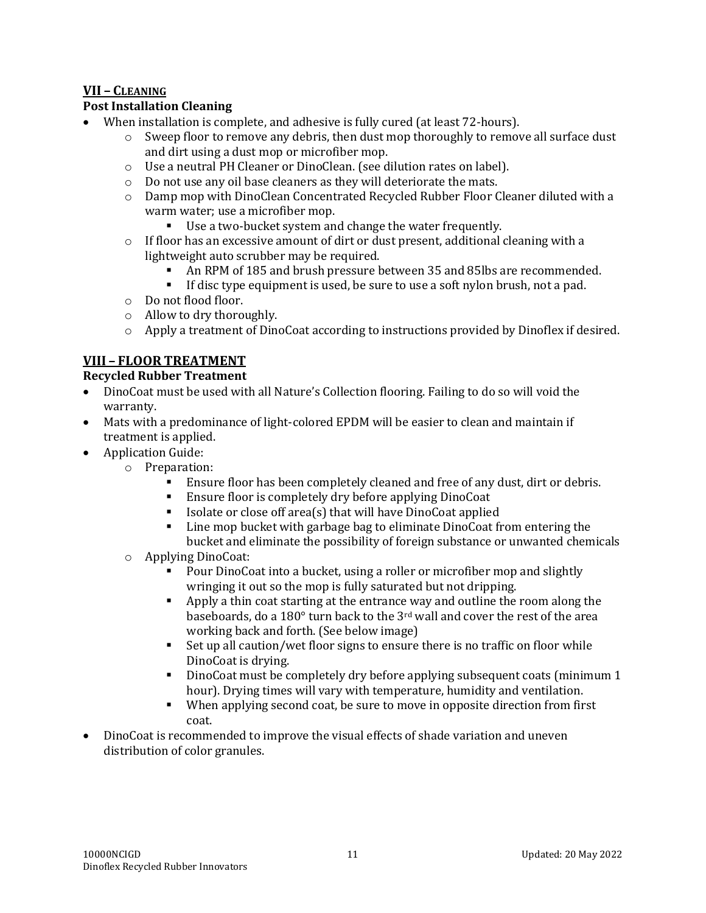## VII – CLEANING

### Post Installation Cleaning

- When installation is complete, and adhesive is fully cured (at least 72-hours).
  - Sweep floor to remove any debris, then dust mop thoroughly to remove all surface dust and dirt using a dust mop or microfiber mop.
  - Use a neutral PH Cleaner or DinoClean. (see dilution rates on label).
  - Do not use any oil base cleaners as they will deteriorate the mats.
  - Damp mop with DinoClean Concentrated Recycled Rubber Floor Cleaner diluted with a warm water; use a microfiber mop.
    - Use a two-bucket system and change the water frequently.
  - If floor has an excessive amount of dirt or dust present, additional cleaning with a lightweight auto scrubber may be required.
    - An RPM of 185 and brush pressure between 35 and 85lbs are recommended.
    - If disc type equipment is used, be sure to use a soft nylon brush, not a pad.
  - Do not flood floor.
  - Allow to dry thoroughly.
  - Apply a treatment of DinoCoat according to instructions provided by Dinoflex if desired.

## VIII – FLOOR TREATMENT

### Recycled Rubber Treatment

- DinoCoat must be used with all Nature's Collection flooring. Failing to do so will void the warranty.
- Mats with a predominance of light-colored EPDM will be easier to clean and maintain if treatment is applied.
- Application Guide:
  - Preparation:
    - Ensure floor has been completely cleaned and free of any dust, dirt or debris.
    - Ensure floor is completely dry before applying DinoCoat
    - Isolate or close off area(s) that will have DinoCoat applied
    - Line mop bucket with garbage bag to eliminate DinoCoat from entering the bucket and eliminate the possibility of foreign substance or unwanted chemicals
  - Applying DinoCoat:
    - Pour DinoCoat into a bucket, using a roller or microfiber mop and slightly wringing it out so the mop is fully saturated but not dripping.
    - Apply a thin coat starting at the entrance way and outline the room along the baseboards, do a 180° turn back to the 3rd wall and cover the rest of the area working back and forth. (See below image)
    - Set up all caution/wet floor signs to ensure there is no traffic on floor while DinoCoat is drying.
    - DinoCoat must be completely dry before applying subsequent coats (minimum 1 hour). Drying times will vary with temperature, humidity and ventilation.
    - When applying second coat, be sure to move in opposite direction from first coat.
- DinoCoat is recommended to improve the visual effects of shade variation and uneven distribution of color granules.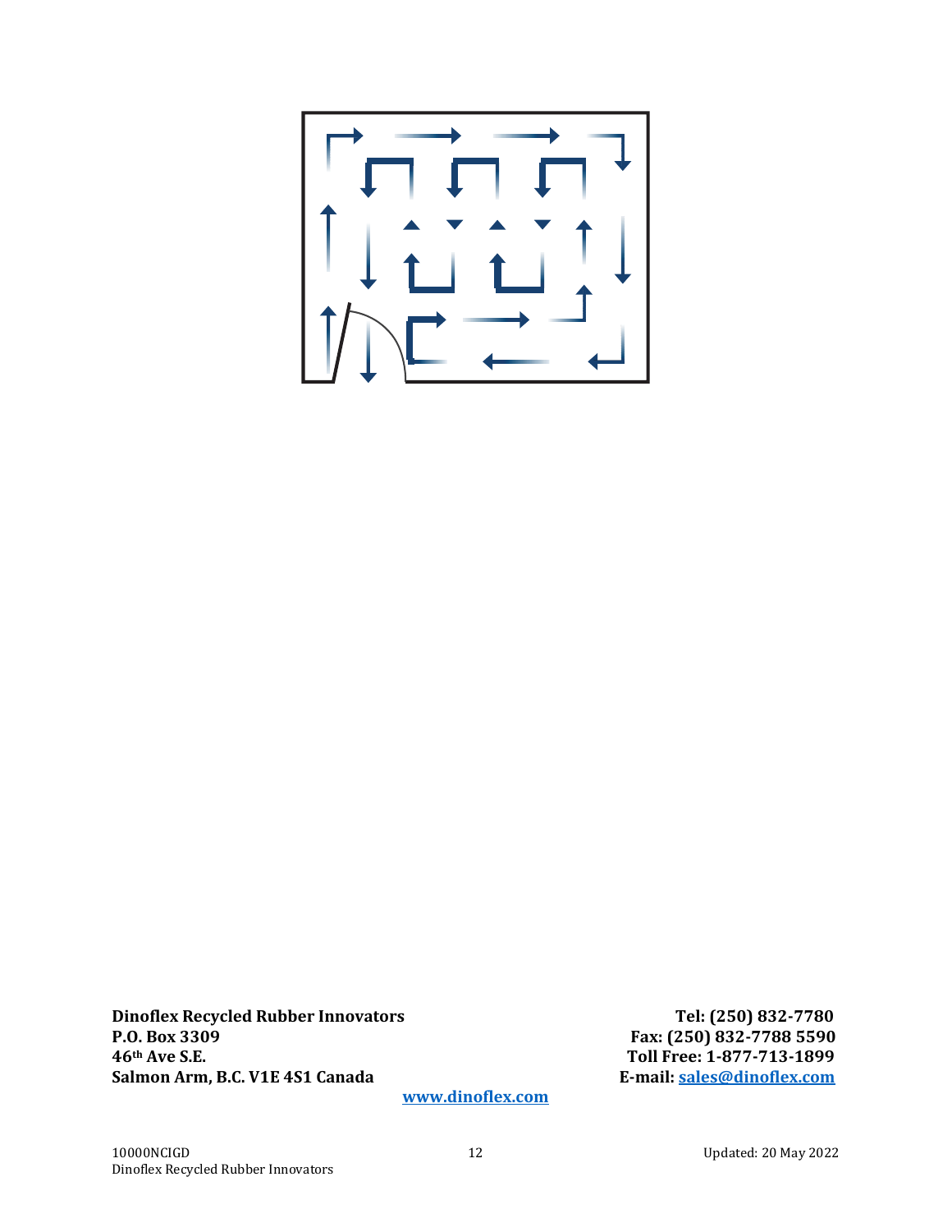**Dinoflex Recycled Rubber Innovators**
**P.O. Box 3309**
**46th Ave S.E.**
**Salmon Arm, B.C. V1E 4S1 Canada**

**Tel: (250) 832-7780**
**Fax: (250) 832-7788 5590**
**Toll Free: 1-877-713-1899**
**E-mail: [sales@dinoflex.com](mailto:sales@dinoflex.com)**

**[www.dinoflex.com](http://www.dinoflex.com)**